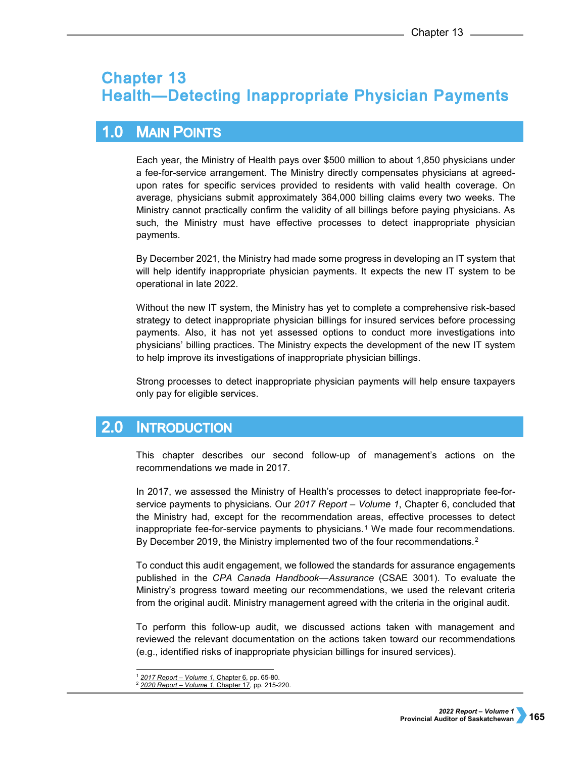# Chapter 13
# Health—Detecting Inappropriate Physician Payments

## 1.0 Main Points

Each year, the Ministry of Health pays over $500 million to about 1,850 physicians under a fee-for-service arrangement. The Ministry directly compensates physicians at agreed-upon rates for specific services provided to residents with valid health coverage. On average, physicians submit approximately 364,000 billing claims every two weeks. The Ministry cannot practically confirm the validity of all billings before paying physicians. As such, the Ministry must have effective processes to detect inappropriate physician payments.

By December 2021, the Ministry had made some progress in developing an IT system that will help identify inappropriate physician payments. It expects the new IT system to be operational in late 2022.

Without the new IT system, the Ministry has yet to complete a comprehensive risk-based strategy to detect inappropriate physician billings for insured services before processing payments. Also, it has not yet assessed options to conduct more investigations into physicians' billing practices. The Ministry expects the development of the new IT system to help improve its investigations of inappropriate physician billings.

Strong processes to detect inappropriate physician payments will help ensure taxpayers only pay for eligible services.

## 2.0 Introduction

This chapter describes our second follow-up of management's actions on the recommendations we made in 2017.

In 2017, we assessed the Ministry of Health's processes to detect inappropriate fee-for-service payments to physicians. Our *2017 Report – Volume 1*, Chapter 6, concluded that the Ministry had, except for the recommendation areas, effective processes to detect inappropriate fee-for-service payments to physicians.[1] We made four recommendations. By December 2019, the Ministry implemented two of the four recommendations.[2]

To conduct this audit engagement, we followed the standards for assurance engagements published in the *CPA Canada Handbook—Assurance* (CSAE 3001). To evaluate the Ministry's progress toward meeting our recommendations, we used the relevant criteria from the original audit. Ministry management agreed with the criteria in the original audit.

To perform this follow-up audit, we discussed actions taken with management and reviewed the relevant documentation on the actions taken toward our recommendations (e.g., identified risks of inappropriate physician billings for insured services).

[1] *2017 Report – Volume 1*, Chapter 6, pp. 65-80.
[2] *2020 Report – Volume 1*, Chapter 17, pp. 215-220.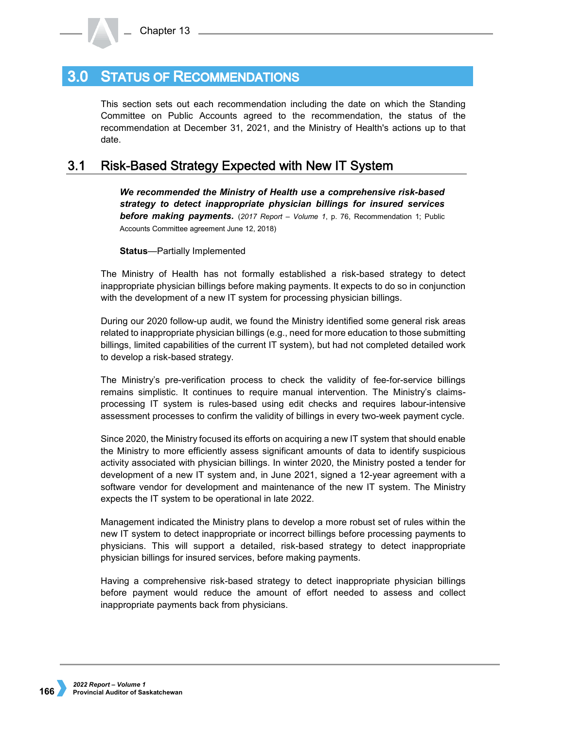## 3.0 Status of Recommendations

This section sets out each recommendation including the date on which the Standing Committee on Public Accounts agreed to the recommendation, the status of the recommendation at December 31, 2021, and the Ministry of Health's actions up to that date.

### 3.1 Risk-Based Strategy Expected with New IT System

***We recommended the Ministry of Health use a comprehensive risk-based strategy to detect inappropriate physician billings for insured services before making payments.*** (*2017 Report – Volume 1*, p. 76, Recommendation 1; Public Accounts Committee agreement June 12, 2018)

**Status**—Partially Implemented

The Ministry of Health has not formally established a risk-based strategy to detect inappropriate physician billings before making payments. It expects to do so in conjunction with the development of a new IT system for processing physician billings.

During our 2020 follow-up audit, we found the Ministry identified some general risk areas related to inappropriate physician billings (e.g., need for more education to those submitting billings, limited capabilities of the current IT system), but had not completed detailed work to develop a risk-based strategy.

The Ministry's pre-verification process to check the validity of fee-for-service billings remains simplistic. It continues to require manual intervention. The Ministry's claims-processing IT system is rules-based using edit checks and requires labour-intensive assessment processes to confirm the validity of billings in every two-week payment cycle.

Since 2020, the Ministry focused its efforts on acquiring a new IT system that should enable the Ministry to more efficiently assess significant amounts of data to identify suspicious activity associated with physician billings. In winter 2020, the Ministry posted a tender for development of a new IT system and, in June 2021, signed a 12-year agreement with a software vendor for development and maintenance of the new IT system. The Ministry expects the IT system to be operational in late 2022.

Management indicated the Ministry plans to develop a more robust set of rules within the new IT system to detect inappropriate or incorrect billings before processing payments to physicians. This will support a detailed, risk-based strategy to detect inappropriate physician billings for insured services, before making payments.

Having a comprehensive risk-based strategy to detect inappropriate physician billings before payment would reduce the amount of effort needed to assess and collect inappropriate payments back from physicians.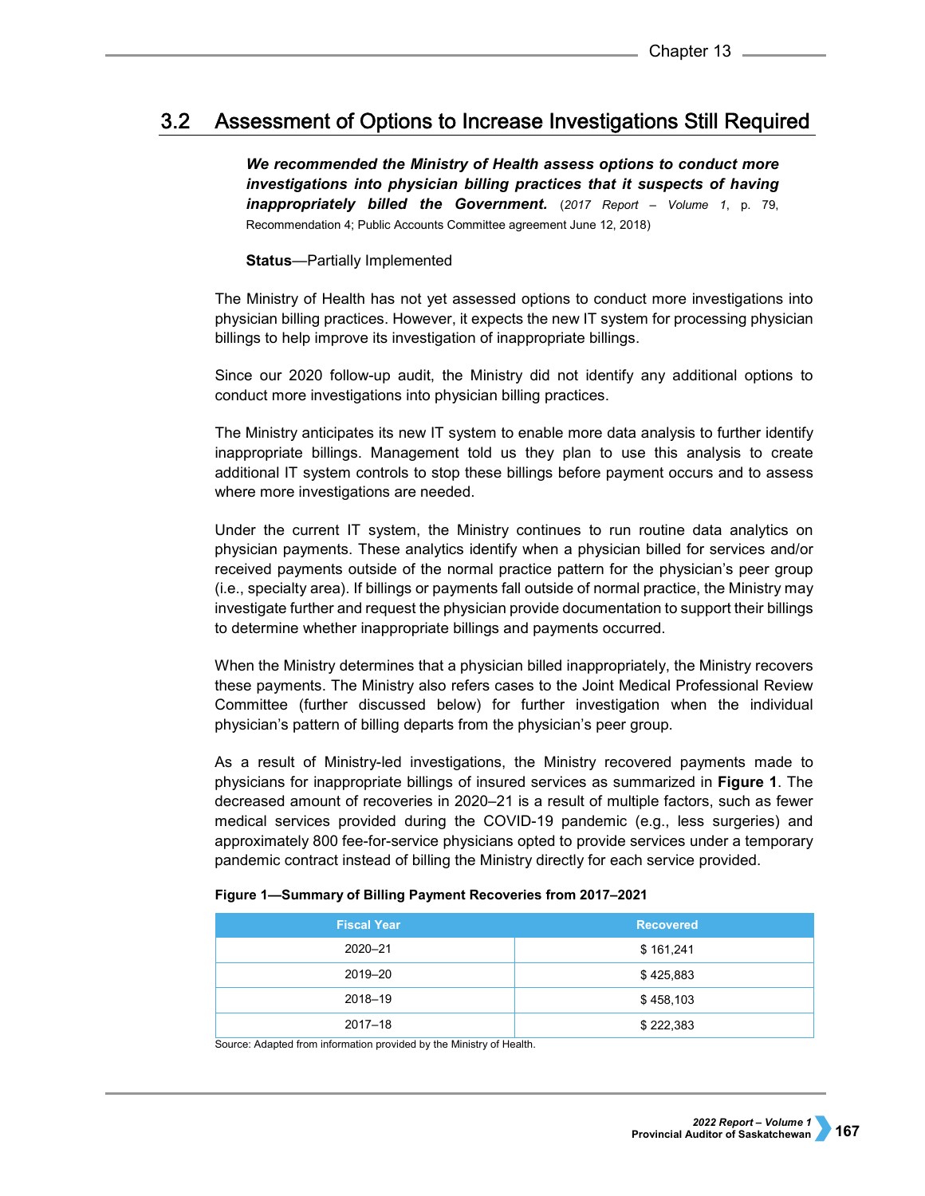## 3.2 Assessment of Options to Increase Investigations Still Required

***We recommended the Ministry of Health assess options to conduct more investigations into physician billing practices that it suspects of having inappropriately billed the Government.*** (*2017 Report – Volume 1*, p. 79, Recommendation 4; Public Accounts Committee agreement June 12, 2018)

**Status**—Partially Implemented

The Ministry of Health has not yet assessed options to conduct more investigations into physician billing practices. However, it expects the new IT system for processing physician billings to help improve its investigation of inappropriate billings.

Since our 2020 follow-up audit, the Ministry did not identify any additional options to conduct more investigations into physician billing practices.

The Ministry anticipates its new IT system to enable more data analysis to further identify inappropriate billings. Management told us they plan to use this analysis to create additional IT system controls to stop these billings before payment occurs and to assess where more investigations are needed.

Under the current IT system, the Ministry continues to run routine data analytics on physician payments. These analytics identify when a physician billed for services and/or received payments outside of the normal practice pattern for the physician's peer group (i.e., specialty area). If billings or payments fall outside of normal practice, the Ministry may investigate further and request the physician provide documentation to support their billings to determine whether inappropriate billings and payments occurred.

When the Ministry determines that a physician billed inappropriately, the Ministry recovers these payments. The Ministry also refers cases to the Joint Medical Professional Review Committee (further discussed below) for further investigation when the individual physician's pattern of billing departs from the physician's peer group.

As a result of Ministry-led investigations, the Ministry recovered payments made to physicians for inappropriate billings of insured services as summarized in **Figure 1**. The decreased amount of recoveries in 2020–21 is a result of multiple factors, such as fewer medical services provided during the COVID-19 pandemic (e.g., less surgeries) and approximately 800 fee-for-service physicians opted to provide services under a temporary pandemic contract instead of billing the Ministry directly for each service provided.

**Figure 1—Summary of Billing Payment Recoveries from 2017–2021**

| Fiscal Year | Recovered |
|---|---|
| 2020–21 | $ 161,241 |
| 2019–20 | $ 425,883 |
| 2018–19 | $ 458,103 |
| 2017–18 | $ 222,383 |

Source: Adapted from information provided by the Ministry of Health.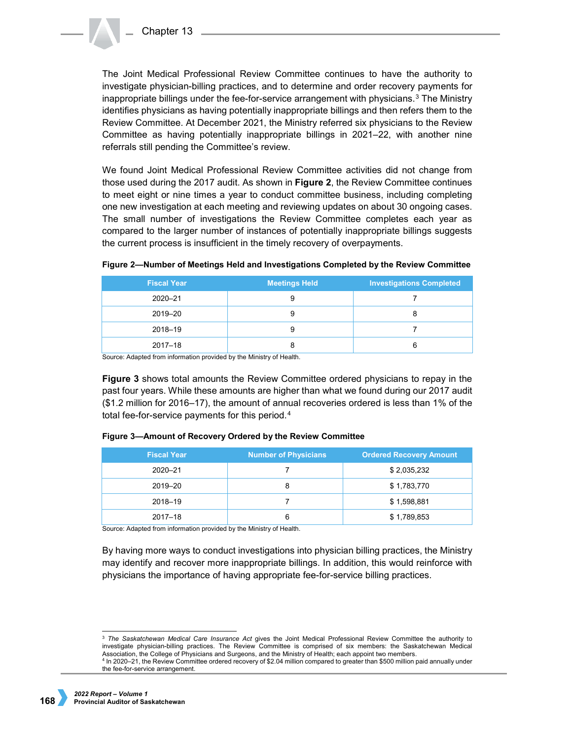The Joint Medical Professional Review Committee continues to have the authority to investigate physician-billing practices, and to determine and order recovery payments for inappropriate billings under the fee-for-service arrangement with physicians.[3] The Ministry identifies physicians as having potentially inappropriate billings and then refers them to the Review Committee. At December 2021, the Ministry referred six physicians to the Review Committee as having potentially inappropriate billings in 2021–22, with another nine referrals still pending the Committee's review.

We found Joint Medical Professional Review Committee activities did not change from those used during the 2017 audit. As shown in **Figure 2**, the Review Committee continues to meet eight or nine times a year to conduct committee business, including completing one new investigation at each meeting and reviewing updates on about 30 ongoing cases. The small number of investigations the Review Committee completes each year as compared to the larger number of instances of potentially inappropriate billings suggests the current process is insufficient in the timely recovery of overpayments.

**Figure 2—Number of Meetings Held and Investigations Completed by the Review Committee**

| Fiscal Year | Meetings Held | Investigations Completed |
|---|---|---|
| 2020–21 | 9 | 7 |
| 2019–20 | 9 | 8 |
| 2018–19 | 9 | 7 |
| 2017–18 | 8 | 6 |

Source: Adapted from information provided by the Ministry of Health.

**Figure 3** shows total amounts the Review Committee ordered physicians to repay in the past four years. While these amounts are higher than what we found during our 2017 audit ($1.2 million for 2016–17), the amount of annual recoveries ordered is less than 1% of the total fee-for-service payments for this period.[4]

**Figure 3—Amount of Recovery Ordered by the Review Committee**

| Fiscal Year | Number of Physicians | Ordered Recovery Amount |
|---|---|---|
| 2020–21 | 7 | $ 2,035,232 |
| 2019–20 | 8 | $ 1,783,770 |
| 2018–19 | 7 | $ 1,598,881 |
| 2017–18 | 6 | $ 1,789,853 |

Source: Adapted from information provided by the Ministry of Health.

By having more ways to conduct investigations into physician billing practices, the Ministry may identify and recover more inappropriate billings. In addition, this would reinforce with physicians the importance of having appropriate fee-for-service billing practices.

---

[3] *The Saskatchewan Medical Care Insurance Act* gives the Joint Medical Professional Review Committee the authority to investigate physician-billing practices. The Review Committee is comprised of six members: the Saskatchewan Medical Association, the College of Physicians and Surgeons, and the Ministry of Health; each appoint two members.

[4] In 2020–21, the Review Committee ordered recovery of $2.04 million compared to greater than $500 million paid annually under the fee-for-service arrangement.